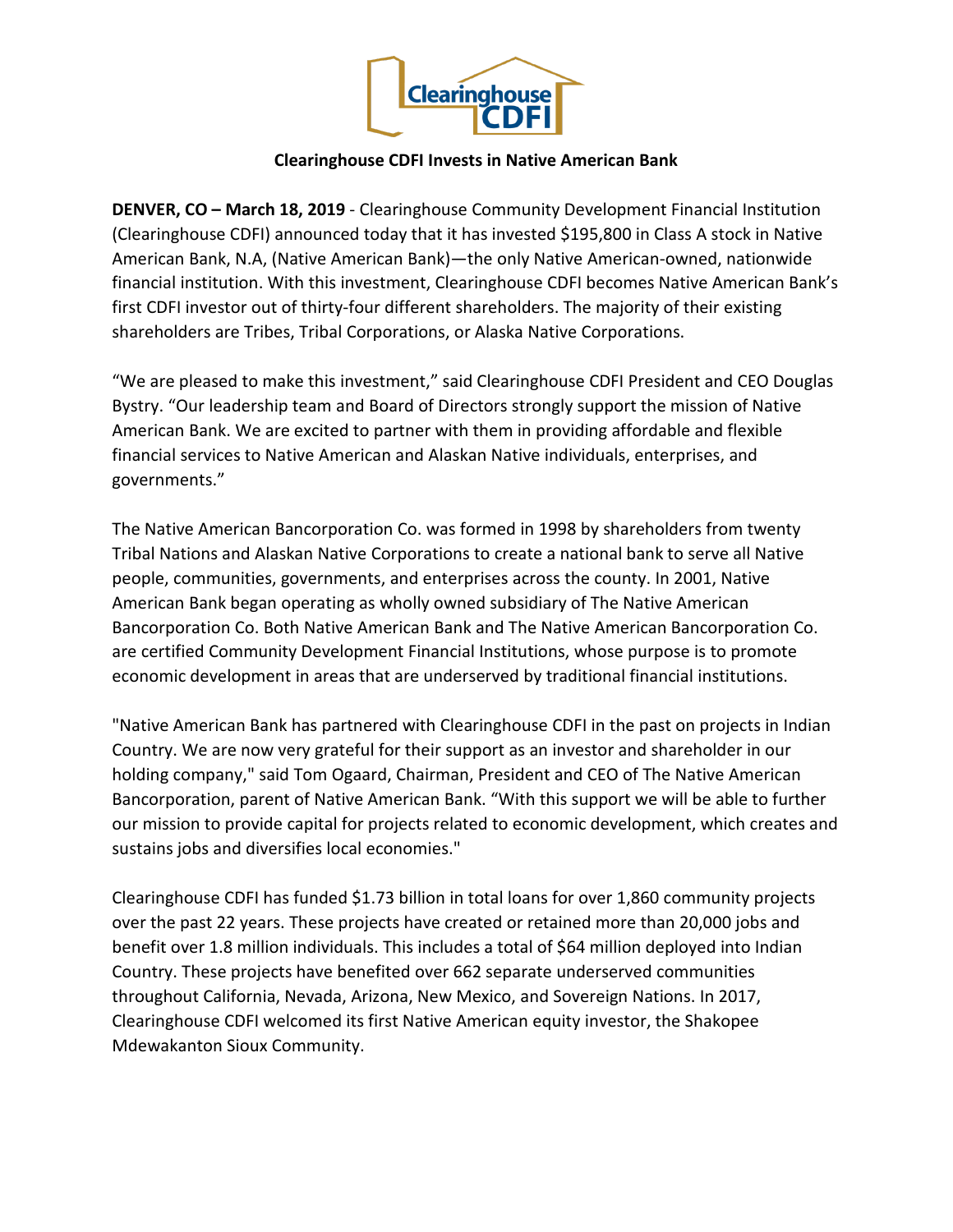# Clearinghouse CDFI Invests in Native American Bank

**DENVER, CO – March 18, 2019** - Clearinghouse Community Development Financial Institution (Clearinghouse CDFI) announced today that it has invested $195,800 in Class A stock in Native American Bank, N.A, (Native American Bank)—the only Native American-owned, nationwide financial institution. With this investment, Clearinghouse CDFI becomes Native American Bank's first CDFI investor out of thirty-four different shareholders. The majority of their existing shareholders are Tribes, Tribal Corporations, or Alaska Native Corporations.

"We are pleased to make this investment," said Clearinghouse CDFI President and CEO Douglas Bystry. "Our leadership team and Board of Directors strongly support the mission of Native American Bank. We are excited to partner with them in providing affordable and flexible financial services to Native American and Alaskan Native individuals, enterprises, and governments."

The Native American Bancorporation Co. was formed in 1998 by shareholders from twenty Tribal Nations and Alaskan Native Corporations to create a national bank to serve all Native people, communities, governments, and enterprises across the county. In 2001, Native American Bank began operating as wholly owned subsidiary of The Native American Bancorporation Co. Both Native American Bank and The Native American Bancorporation Co. are certified Community Development Financial Institutions, whose purpose is to promote economic development in areas that are underserved by traditional financial institutions.

"Native American Bank has partnered with Clearinghouse CDFI in the past on projects in Indian Country. We are now very grateful for their support as an investor and shareholder in our holding company," said Tom Ogaard, Chairman, President and CEO of The Native American Bancorporation, parent of Native American Bank. "With this support we will be able to further our mission to provide capital for projects related to economic development, which creates and sustains jobs and diversifies local economies."

Clearinghouse CDFI has funded $1.73 billion in total loans for over 1,860 community projects over the past 22 years. These projects have created or retained more than 20,000 jobs and benefit over 1.8 million individuals. This includes a total of $64 million deployed into Indian Country. These projects have benefited over 662 separate underserved communities throughout California, Nevada, Arizona, New Mexico, and Sovereign Nations. In 2017, Clearinghouse CDFI welcomed its first Native American equity investor, the Shakopee Mdewakanton Sioux Community.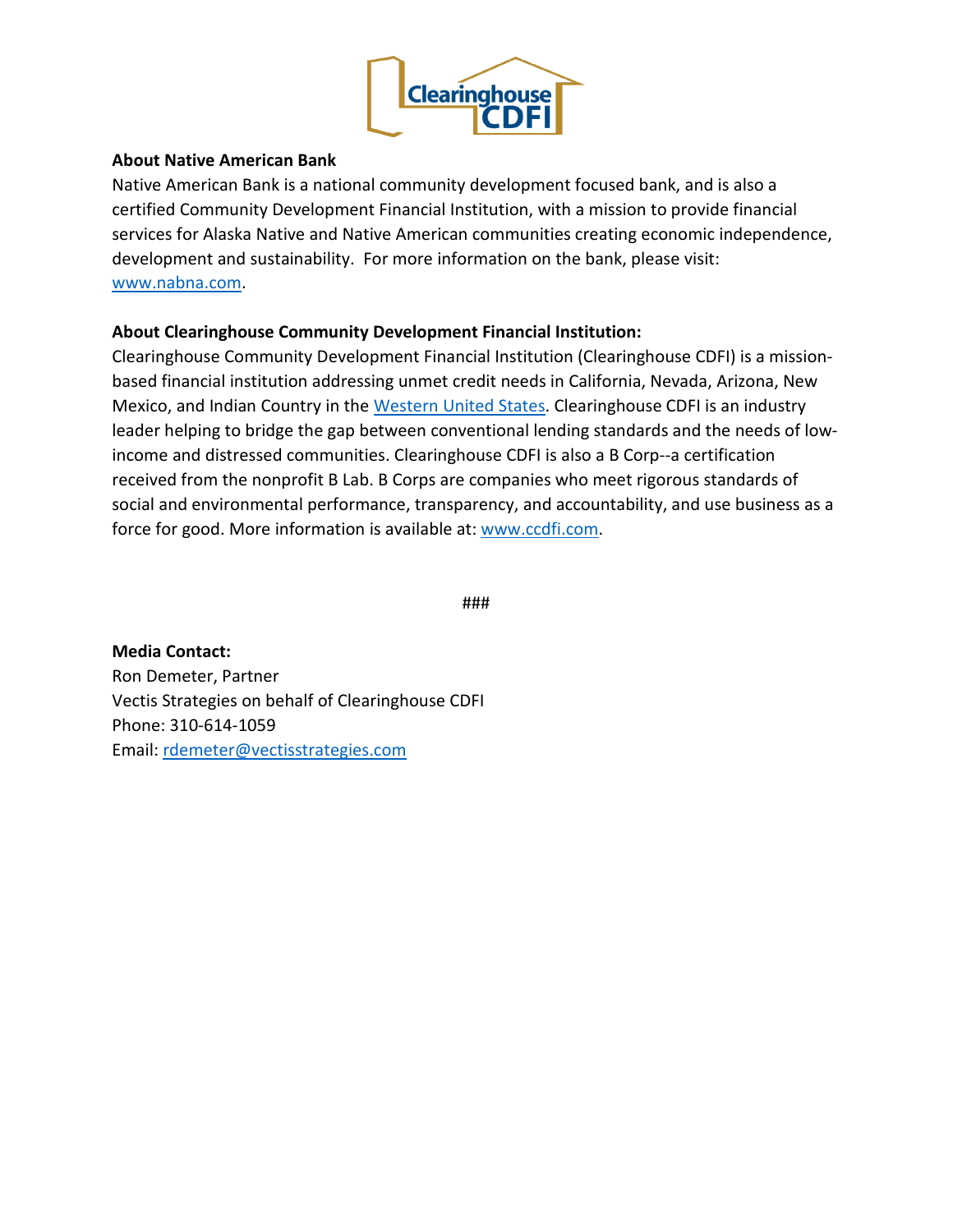**About Native American Bank**

Native American Bank is a national community development focused bank, and is also a certified Community Development Financial Institution, with a mission to provide financial services for Alaska Native and Native American communities creating economic independence, development and sustainability. For more information on the bank, please visit: www.nabna.com.

**About Clearinghouse Community Development Financial Institution:**

Clearinghouse Community Development Financial Institution (Clearinghouse CDFI) is a mission-based financial institution addressing unmet credit needs in California, Nevada, Arizona, New Mexico, and Indian Country in the Western United States. Clearinghouse CDFI is an industry leader helping to bridge the gap between conventional lending standards and the needs of low-income and distressed communities. Clearinghouse CDFI is also a B Corp--a certification received from the nonprofit B Lab. B Corps are companies who meet rigorous standards of social and environmental performance, transparency, and accountability, and use business as a force for good. More information is available at: www.ccdfi.com.

###

**Media Contact:**
Ron Demeter, Partner
Vectis Strategies on behalf of Clearinghouse CDFI
Phone: 310-614-1059
Email: rdemeter@vectisstrategies.com